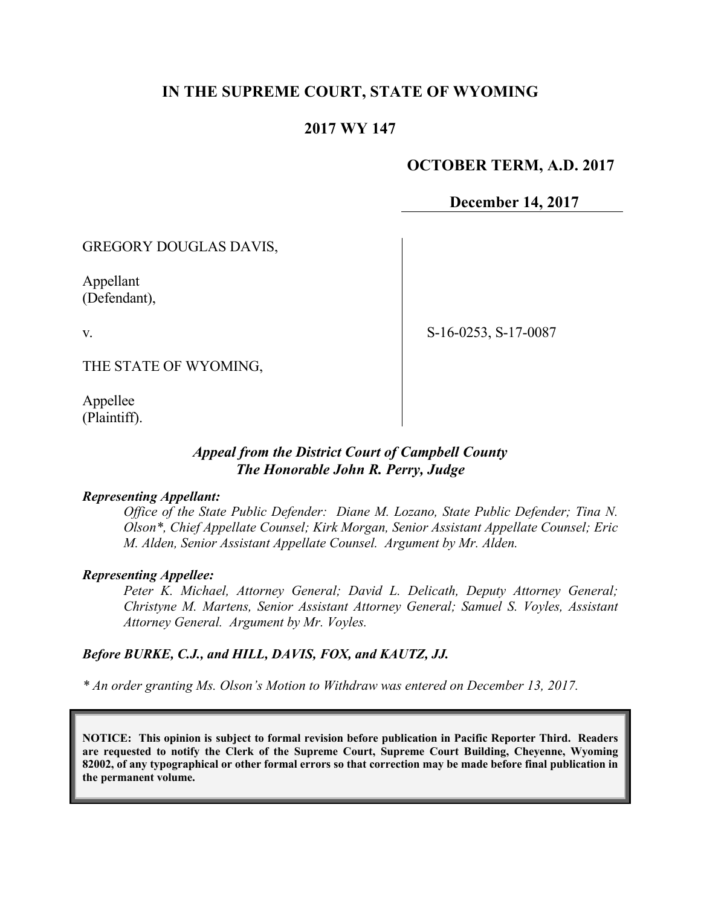# IN THE SUPREME COURT, STATE OF WYOMING

## 2017 WY 147

**OCTOBER TERM, A.D. 2017**

**December 14, 2017**

GREGORY DOUGLAS DAVIS,

Appellant
(Defendant),

v.

THE STATE OF WYOMING,

Appellee
(Plaintiff).

S-16-0253, S-17-0087

***Appeal from the District Court of Campbell County***
***The Honorable John R. Perry, Judge***

***Representing Appellant:***

*Office of the State Public Defender: Diane M. Lozano, State Public Defender; Tina N. Olson\*, Chief Appellate Counsel; Kirk Morgan, Senior Assistant Appellate Counsel; Eric M. Alden, Senior Assistant Appellate Counsel. Argument by Mr. Alden.*

***Representing Appellee:***

*Peter K. Michael, Attorney General; David L. Delicath, Deputy Attorney General; Christyne M. Martens, Senior Assistant Attorney General; Samuel S. Voyles, Assistant Attorney General. Argument by Mr. Voyles.*

***Before BURKE, C.J., and HILL, DAVIS, FOX, and KAUTZ, JJ.***

*\* An order granting Ms. Olson's Motion to Withdraw was entered on December 13, 2017.*

**NOTICE: This opinion is subject to formal revision before publication in Pacific Reporter Third. Readers are requested to notify the Clerk of the Supreme Court, Supreme Court Building, Cheyenne, Wyoming 82002, of any typographical or other formal errors so that correction may be made before final publication in the permanent volume.**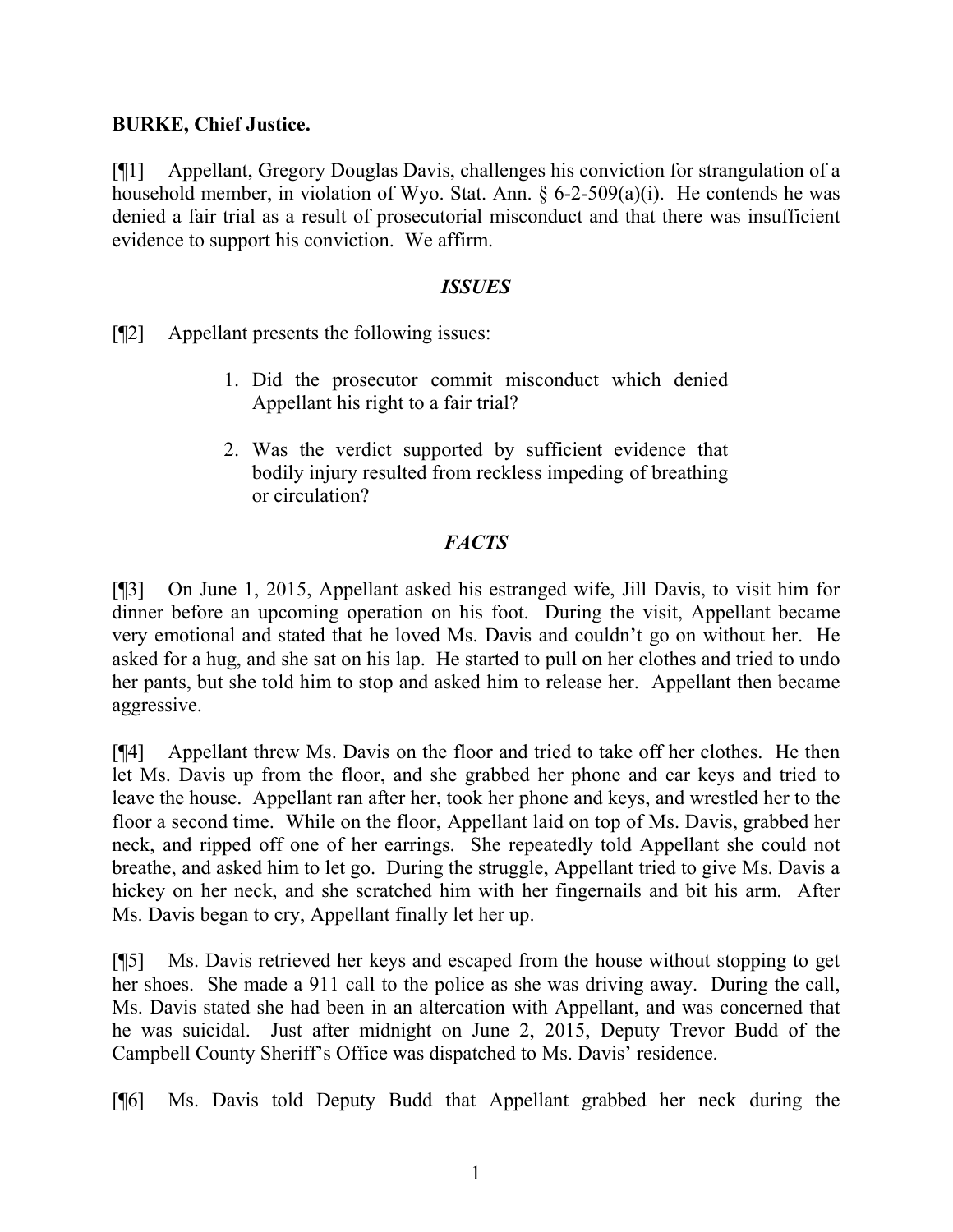**BURKE, Chief Justice.**

[¶1] Appellant, Gregory Douglas Davis, challenges his conviction for strangulation of a household member, in violation of Wyo. Stat. Ann. § 6-2-509(a)(i). He contends he was denied a fair trial as a result of prosecutorial misconduct and that there was insufficient evidence to support his conviction. We affirm.

### *ISSUES*

[¶2] Appellant presents the following issues:

> 1. Did the prosecutor commit misconduct which denied Appellant his right to a fair trial?
>
> 2. Was the verdict supported by sufficient evidence that bodily injury resulted from reckless impeding of breathing or circulation?

### *FACTS*

[¶3] On June 1, 2015, Appellant asked his estranged wife, Jill Davis, to visit him for dinner before an upcoming operation on his foot. During the visit, Appellant became very emotional and stated that he loved Ms. Davis and couldn't go on without her. He asked for a hug, and she sat on his lap. He started to pull on her clothes and tried to undo her pants, but she told him to stop and asked him to release her. Appellant then became aggressive.

[¶4] Appellant threw Ms. Davis on the floor and tried to take off her clothes. He then let Ms. Davis up from the floor, and she grabbed her phone and car keys and tried to leave the house. Appellant ran after her, took her phone and keys, and wrestled her to the floor a second time. While on the floor, Appellant laid on top of Ms. Davis, grabbed her neck, and ripped off one of her earrings. She repeatedly told Appellant she could not breathe, and asked him to let go. During the struggle, Appellant tried to give Ms. Davis a hickey on her neck, and she scratched him with her fingernails and bit his arm. After Ms. Davis began to cry, Appellant finally let her up.

[¶5] Ms. Davis retrieved her keys and escaped from the house without stopping to get her shoes. She made a 911 call to the police as she was driving away. During the call, Ms. Davis stated she had been in an altercation with Appellant, and was concerned that he was suicidal. Just after midnight on June 2, 2015, Deputy Trevor Budd of the Campbell County Sheriff's Office was dispatched to Ms. Davis' residence.

[¶6] Ms. Davis told Deputy Budd that Appellant grabbed her neck during the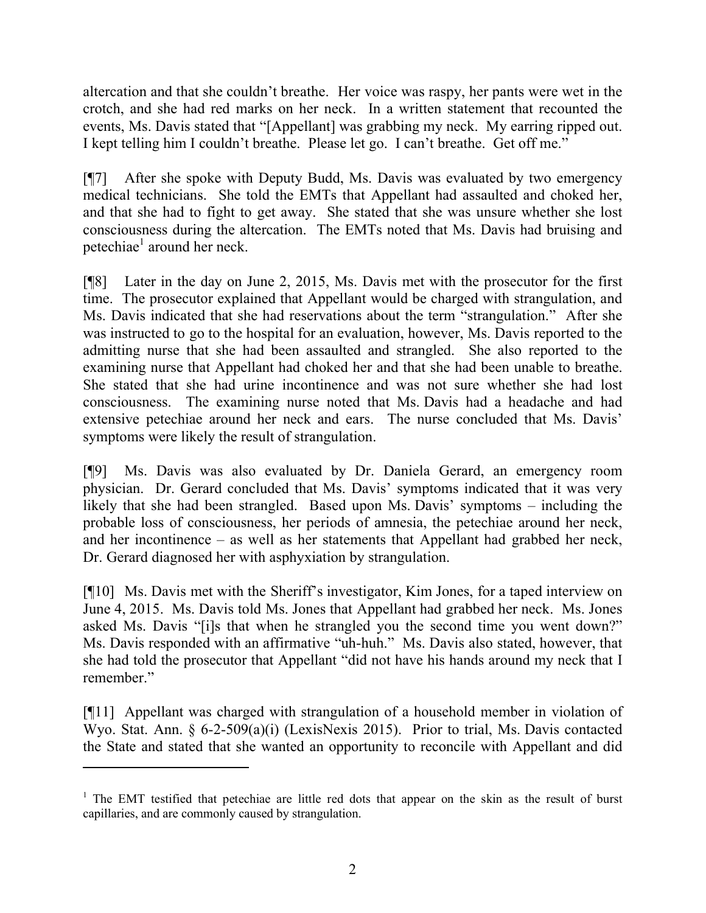altercation and that she couldn't breathe. Her voice was raspy, her pants were wet in the crotch, and she had red marks on her neck. In a written statement that recounted the events, Ms. Davis stated that "[Appellant] was grabbing my neck. My earring ripped out. I kept telling him I couldn't breathe. Please let go. I can't breathe. Get off me."

[¶7] After she spoke with Deputy Budd, Ms. Davis was evaluated by two emergency medical technicians. She told the EMTs that Appellant had assaulted and choked her, and that she had to fight to get away. She stated that she was unsure whether she lost consciousness during the altercation. The EMTs noted that Ms. Davis had bruising and petechiae[1] around her neck.

[¶8] Later in the day on June 2, 2015, Ms. Davis met with the prosecutor for the first time. The prosecutor explained that Appellant would be charged with strangulation, and Ms. Davis indicated that she had reservations about the term "strangulation." After she was instructed to go to the hospital for an evaluation, however, Ms. Davis reported to the admitting nurse that she had been assaulted and strangled. She also reported to the examining nurse that Appellant had choked her and that she had been unable to breathe. She stated that she had urine incontinence and was not sure whether she had lost consciousness. The examining nurse noted that Ms. Davis had a headache and had extensive petechiae around her neck and ears. The nurse concluded that Ms. Davis' symptoms were likely the result of strangulation.

[¶9] Ms. Davis was also evaluated by Dr. Daniela Gerard, an emergency room physician. Dr. Gerard concluded that Ms. Davis' symptoms indicated that it was very likely that she had been strangled. Based upon Ms. Davis' symptoms – including the probable loss of consciousness, her periods of amnesia, the petechiae around her neck, and her incontinence – as well as her statements that Appellant had grabbed her neck, Dr. Gerard diagnosed her with asphyxiation by strangulation.

[¶10] Ms. Davis met with the Sheriff's investigator, Kim Jones, for a taped interview on June 4, 2015. Ms. Davis told Ms. Jones that Appellant had grabbed her neck. Ms. Jones asked Ms. Davis "[i]s that when he strangled you the second time you went down?" Ms. Davis responded with an affirmative "uh-huh." Ms. Davis also stated, however, that she had told the prosecutor that Appellant "did not have his hands around my neck that I remember."

[¶11] Appellant was charged with strangulation of a household member in violation of Wyo. Stat. Ann. § 6-2-509(a)(i) (LexisNexis 2015). Prior to trial, Ms. Davis contacted the State and stated that she wanted an opportunity to reconcile with Appellant and did

---

[1] The EMT testified that petechiae are little red dots that appear on the skin as the result of burst capillaries, and are commonly caused by strangulation.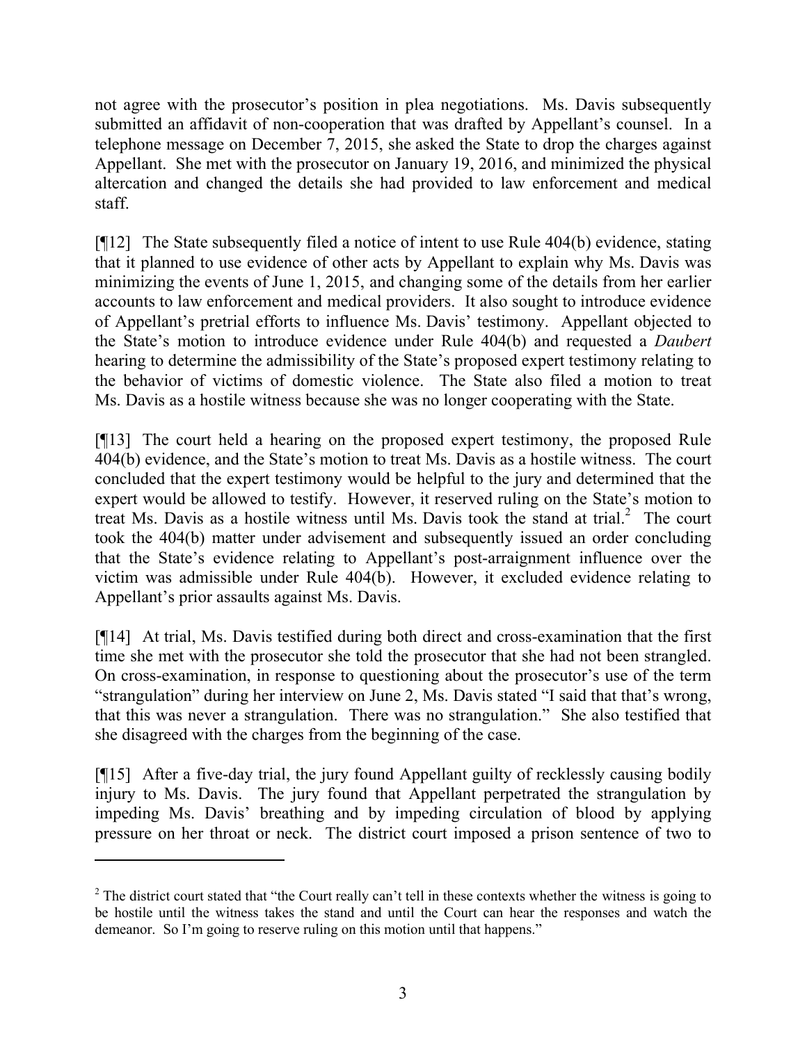not agree with the prosecutor's position in plea negotiations. Ms. Davis subsequently submitted an affidavit of non-cooperation that was drafted by Appellant's counsel. In a telephone message on December 7, 2015, she asked the State to drop the charges against Appellant. She met with the prosecutor on January 19, 2016, and minimized the physical altercation and changed the details she had provided to law enforcement and medical staff.

[¶12] The State subsequently filed a notice of intent to use Rule 404(b) evidence, stating that it planned to use evidence of other acts by Appellant to explain why Ms. Davis was minimizing the events of June 1, 2015, and changing some of the details from her earlier accounts to law enforcement and medical providers. It also sought to introduce evidence of Appellant's pretrial efforts to influence Ms. Davis' testimony. Appellant objected to the State's motion to introduce evidence under Rule 404(b) and requested a *Daubert* hearing to determine the admissibility of the State's proposed expert testimony relating to the behavior of victims of domestic violence. The State also filed a motion to treat Ms. Davis as a hostile witness because she was no longer cooperating with the State.

[¶13] The court held a hearing on the proposed expert testimony, the proposed Rule 404(b) evidence, and the State's motion to treat Ms. Davis as a hostile witness. The court concluded that the expert testimony would be helpful to the jury and determined that the expert would be allowed to testify. However, it reserved ruling on the State's motion to treat Ms. Davis as a hostile witness until Ms. Davis took the stand at trial.[2] The court took the 404(b) matter under advisement and subsequently issued an order concluding that the State's evidence relating to Appellant's post-arraignment influence over the victim was admissible under Rule 404(b). However, it excluded evidence relating to Appellant's prior assaults against Ms. Davis.

[¶14] At trial, Ms. Davis testified during both direct and cross-examination that the first time she met with the prosecutor she told the prosecutor that she had not been strangled. On cross-examination, in response to questioning about the prosecutor's use of the term "strangulation" during her interview on June 2, Ms. Davis stated "I said that that's wrong, that this was never a strangulation. There was no strangulation." She also testified that she disagreed with the charges from the beginning of the case.

[¶15] After a five-day trial, the jury found Appellant guilty of recklessly causing bodily injury to Ms. Davis. The jury found that Appellant perpetrated the strangulation by impeding Ms. Davis' breathing and by impeding circulation of blood by applying pressure on her throat or neck. The district court imposed a prison sentence of two to

---

[2] The district court stated that "the Court really can't tell in these contexts whether the witness is going to be hostile until the witness takes the stand and until the Court can hear the responses and watch the demeanor. So I'm going to reserve ruling on this motion until that happens."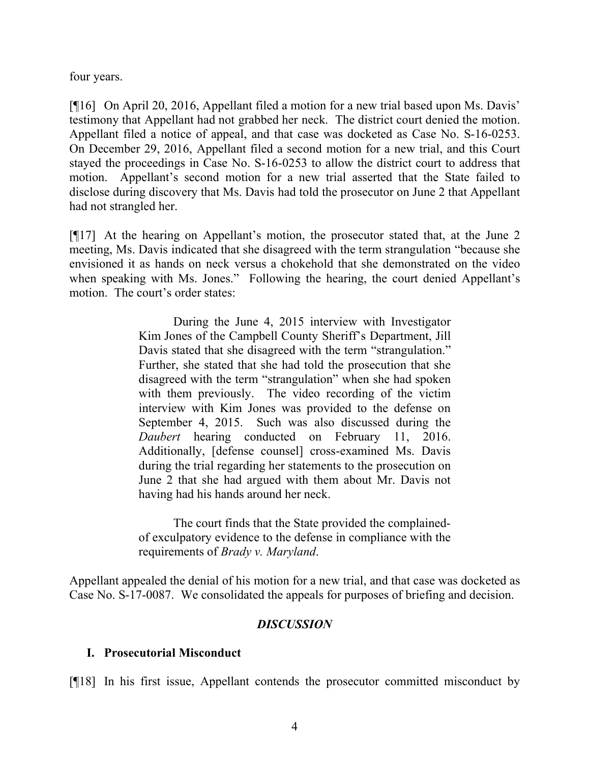four years.

[¶16] On April 20, 2016, Appellant filed a motion for a new trial based upon Ms. Davis' testimony that Appellant had not grabbed her neck. The district court denied the motion. Appellant filed a notice of appeal, and that case was docketed as Case No. S-16-0253. On December 29, 2016, Appellant filed a second motion for a new trial, and this Court stayed the proceedings in Case No. S-16-0253 to allow the district court to address that motion. Appellant's second motion for a new trial asserted that the State failed to disclose during discovery that Ms. Davis had told the prosecutor on June 2 that Appellant had not strangled her.

[¶17] At the hearing on Appellant's motion, the prosecutor stated that, at the June 2 meeting, Ms. Davis indicated that she disagreed with the term strangulation "because she envisioned it as hands on neck versus a chokehold that she demonstrated on the video when speaking with Ms. Jones." Following the hearing, the court denied Appellant's motion. The court's order states:

> During the June 4, 2015 interview with Investigator Kim Jones of the Campbell County Sheriff's Department, Jill Davis stated that she disagreed with the term "strangulation." Further, she stated that she had told the prosecution that she disagreed with the term "strangulation" when she had spoken with them previously. The video recording of the victim interview with Kim Jones was provided to the defense on September 4, 2015. Such was also discussed during the *Daubert* hearing conducted on February 11, 2016. Additionally, [defense counsel] cross-examined Ms. Davis during the trial regarding her statements to the prosecution on June 2 that she had argued with them about Mr. Davis not having had his hands around her neck.
>
> The court finds that the State provided the complained-of exculpatory evidence to the defense in compliance with the requirements of *Brady v. Maryland*.

Appellant appealed the denial of his motion for a new trial, and that case was docketed as Case No. S-17-0087. We consolidated the appeals for purposes of briefing and decision.

## *DISCUSSION*

### I. Prosecutorial Misconduct

[¶18] In his first issue, Appellant contends the prosecutor committed misconduct by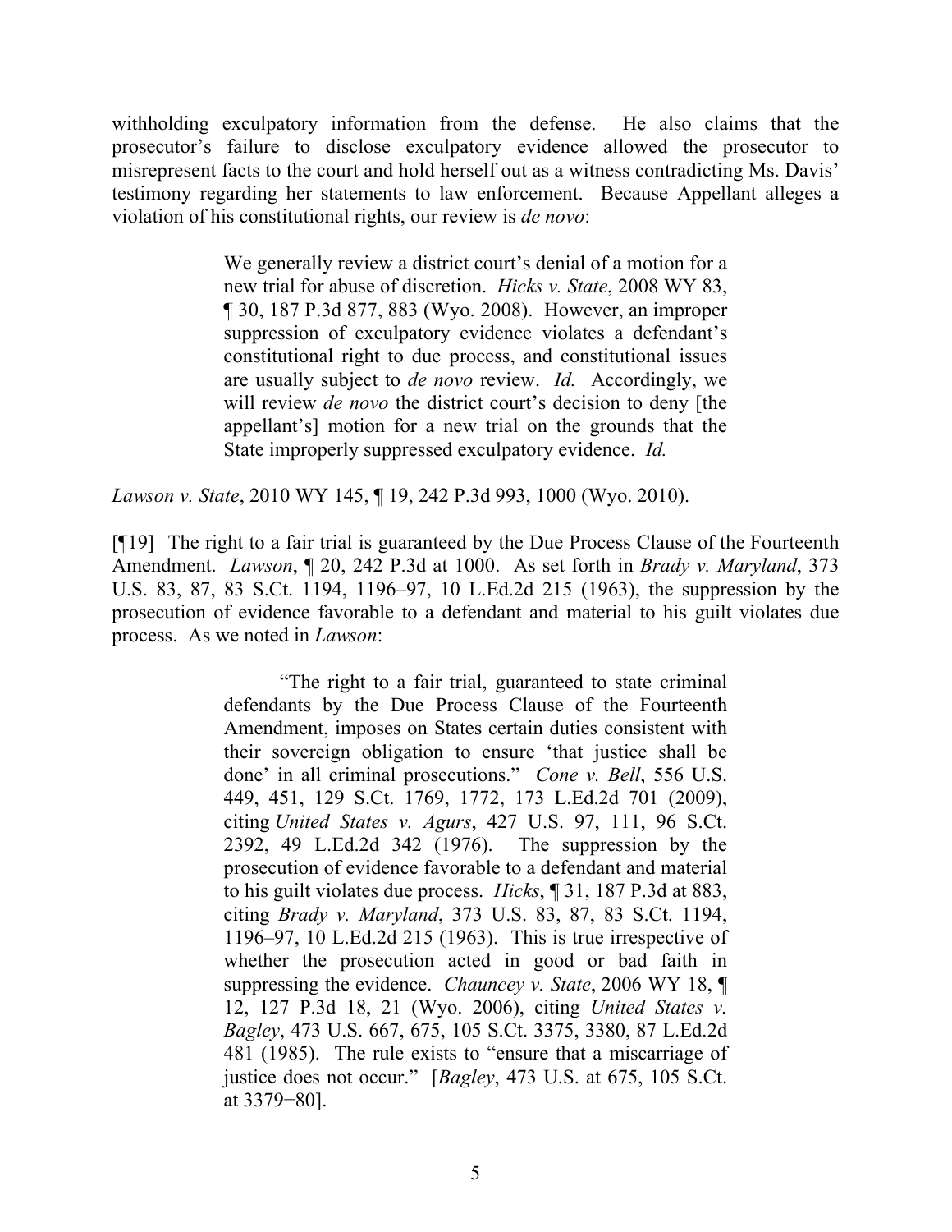withholding exculpatory information from the defense. He also claims that the prosecutor's failure to disclose exculpatory evidence allowed the prosecutor to misrepresent facts to the court and hold herself out as a witness contradicting Ms. Davis' testimony regarding her statements to law enforcement. Because Appellant alleges a violation of his constitutional rights, our review is *de novo*:

> We generally review a district court's denial of a motion for a new trial for abuse of discretion. *Hicks v. State*, 2008 WY 83, ¶ 30, 187 P.3d 877, 883 (Wyo. 2008). However, an improper suppression of exculpatory evidence violates a defendant's constitutional right to due process, and constitutional issues are usually subject to *de novo* review. *Id.* Accordingly, we will review *de novo* the district court's decision to deny [the appellant's] motion for a new trial on the grounds that the State improperly suppressed exculpatory evidence. *Id.*

*Lawson v. State*, 2010 WY 145, ¶ 19, 242 P.3d 993, 1000 (Wyo. 2010).

[¶19] The right to a fair trial is guaranteed by the Due Process Clause of the Fourteenth Amendment. *Lawson*, ¶ 20, 242 P.3d at 1000. As set forth in *Brady v. Maryland*, 373 U.S. 83, 87, 83 S.Ct. 1194, 1196–97, 10 L.Ed.2d 215 (1963), the suppression by the prosecution of evidence favorable to a defendant and material to his guilt violates due process. As we noted in *Lawson*:

> "The right to a fair trial, guaranteed to state criminal defendants by the Due Process Clause of the Fourteenth Amendment, imposes on States certain duties consistent with their sovereign obligation to ensure 'that justice shall be done' in all criminal prosecutions." *Cone v. Bell*, 556 U.S. 449, 451, 129 S.Ct. 1769, 1772, 173 L.Ed.2d 701 (2009), citing *United States v. Agurs*, 427 U.S. 97, 111, 96 S.Ct. 2392, 49 L.Ed.2d 342 (1976). The suppression by the prosecution of evidence favorable to a defendant and material to his guilt violates due process. *Hicks*, ¶ 31, 187 P.3d at 883, citing *Brady v. Maryland*, 373 U.S. 83, 87, 83 S.Ct. 1194, 1196–97, 10 L.Ed.2d 215 (1963). This is true irrespective of whether the prosecution acted in good or bad faith in suppressing the evidence. *Chauncey v. State*, 2006 WY 18, ¶ 12, 127 P.3d 18, 21 (Wyo. 2006), citing *United States v. Bagley*, 473 U.S. 667, 675, 105 S.Ct. 3375, 3380, 87 L.Ed.2d 481 (1985). The rule exists to "ensure that a miscarriage of justice does not occur." [*Bagley*, 473 U.S. at 675, 105 S.Ct. at 3379−80].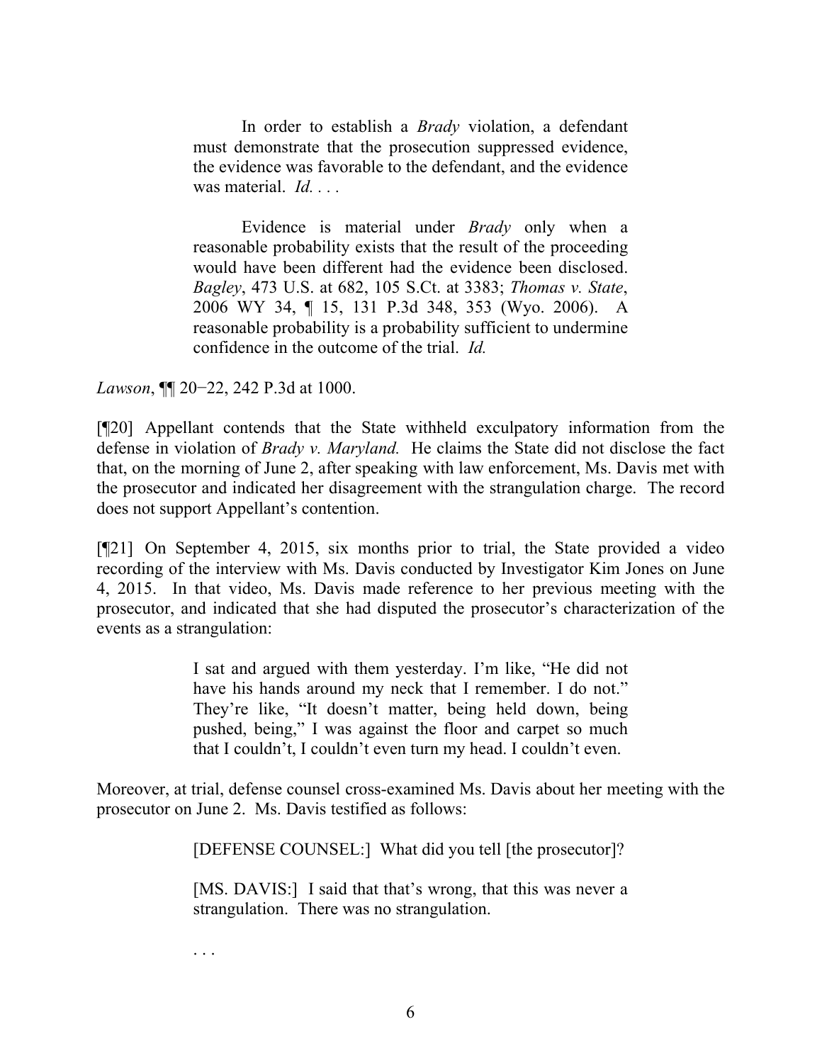> In order to establish a *Brady* violation, a defendant must demonstrate that the prosecution suppressed evidence, the evidence was favorable to the defendant, and the evidence was material. *Id.* . . .
>
> Evidence is material under *Brady* only when a reasonable probability exists that the result of the proceeding would have been different had the evidence been disclosed. *Bagley*, 473 U.S. at 682, 105 S.Ct. at 3383; *Thomas v. State*, 2006 WY 34, ¶ 15, 131 P.3d 348, 353 (Wyo. 2006). A reasonable probability is a probability sufficient to undermine confidence in the outcome of the trial. *Id.*

*Lawson*, ¶¶ 20−22, 242 P.3d at 1000.

[¶20] Appellant contends that the State withheld exculpatory information from the defense in violation of *Brady v. Maryland.* He claims the State did not disclose the fact that, on the morning of June 2, after speaking with law enforcement, Ms. Davis met with the prosecutor and indicated her disagreement with the strangulation charge. The record does not support Appellant's contention.

[¶21] On September 4, 2015, six months prior to trial, the State provided a video recording of the interview with Ms. Davis conducted by Investigator Kim Jones on June 4, 2015. In that video, Ms. Davis made reference to her previous meeting with the prosecutor, and indicated that she had disputed the prosecutor's characterization of the events as a strangulation:

> I sat and argued with them yesterday. I'm like, "He did not have his hands around my neck that I remember. I do not." They're like, "It doesn't matter, being held down, being pushed, being," I was against the floor and carpet so much that I couldn't, I couldn't even turn my head. I couldn't even.

Moreover, at trial, defense counsel cross-examined Ms. Davis about her meeting with the prosecutor on June 2. Ms. Davis testified as follows:

> [DEFENSE COUNSEL:] What did you tell [the prosecutor]?
>
> [MS. DAVIS:] I said that that's wrong, that this was never a strangulation. There was no strangulation.
>
> . . .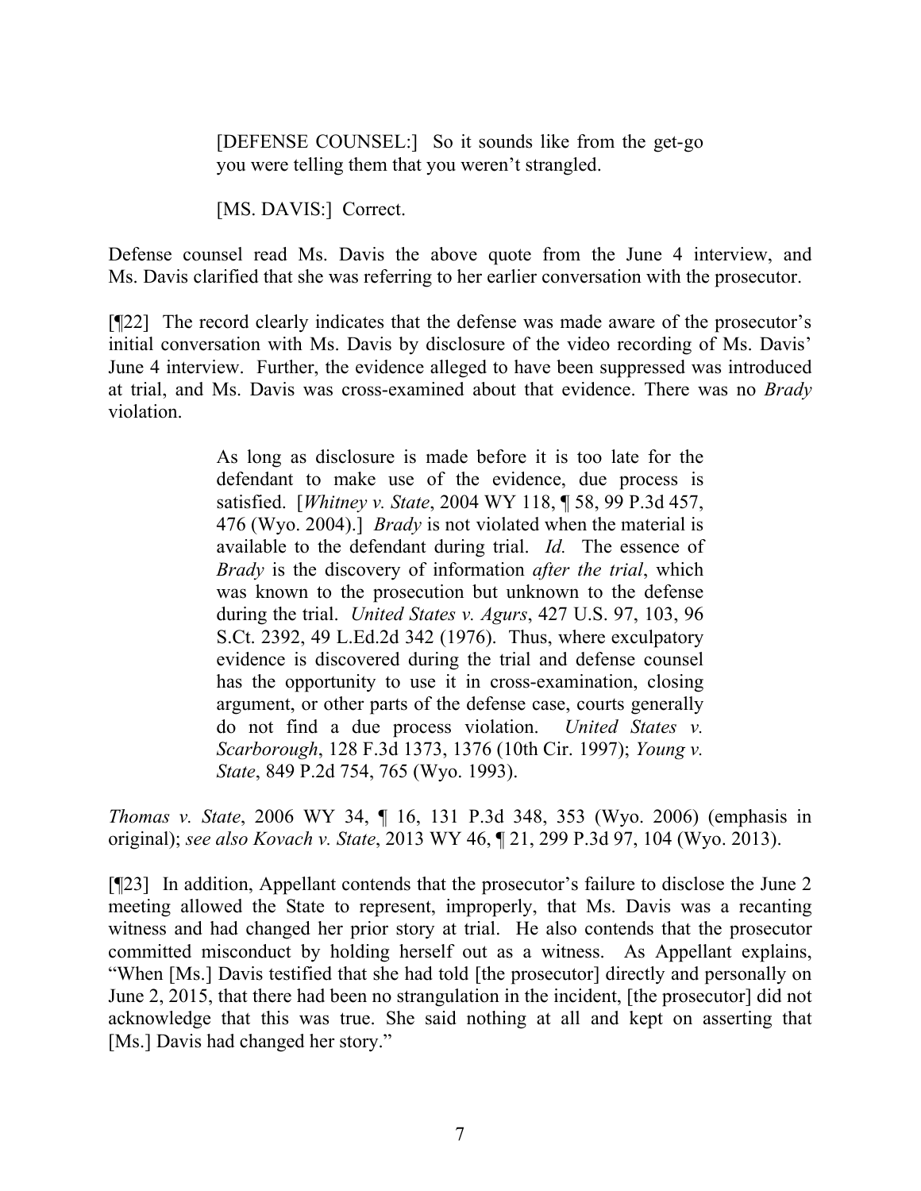> [DEFENSE COUNSEL:] So it sounds like from the get-go you were telling them that you weren't strangled.
>
> [MS. DAVIS:] Correct.

Defense counsel read Ms. Davis the above quote from the June 4 interview, and Ms. Davis clarified that she was referring to her earlier conversation with the prosecutor.

[¶22] The record clearly indicates that the defense was made aware of the prosecutor's initial conversation with Ms. Davis by disclosure of the video recording of Ms. Davis' June 4 interview. Further, the evidence alleged to have been suppressed was introduced at trial, and Ms. Davis was cross-examined about that evidence. There was no *Brady* violation.

> As long as disclosure is made before it is too late for the defendant to make use of the evidence, due process is satisfied. [*Whitney v. State*, 2004 WY 118, ¶ 58, 99 P.3d 457, 476 (Wyo. 2004).] *Brady* is not violated when the material is available to the defendant during trial. *Id.* The essence of *Brady* is the discovery of information *after the trial*, which was known to the prosecution but unknown to the defense during the trial. *United States v. Agurs*, 427 U.S. 97, 103, 96 S.Ct. 2392, 49 L.Ed.2d 342 (1976). Thus, where exculpatory evidence is discovered during the trial and defense counsel has the opportunity to use it in cross-examination, closing argument, or other parts of the defense case, courts generally do not find a due process violation. *United States v. Scarborough*, 128 F.3d 1373, 1376 (10th Cir. 1997); *Young v. State*, 849 P.2d 754, 765 (Wyo. 1993).

*Thomas v. State*, 2006 WY 34, ¶ 16, 131 P.3d 348, 353 (Wyo. 2006) (emphasis in original); *see also Kovach v. State*, 2013 WY 46, ¶ 21, 299 P.3d 97, 104 (Wyo. 2013).

[¶23] In addition, Appellant contends that the prosecutor's failure to disclose the June 2 meeting allowed the State to represent, improperly, that Ms. Davis was a recanting witness and had changed her prior story at trial. He also contends that the prosecutor committed misconduct by holding herself out as a witness. As Appellant explains, "When [Ms.] Davis testified that she had told [the prosecutor] directly and personally on June 2, 2015, that there had been no strangulation in the incident, [the prosecutor] did not acknowledge that this was true. She said nothing at all and kept on asserting that [Ms.] Davis had changed her story."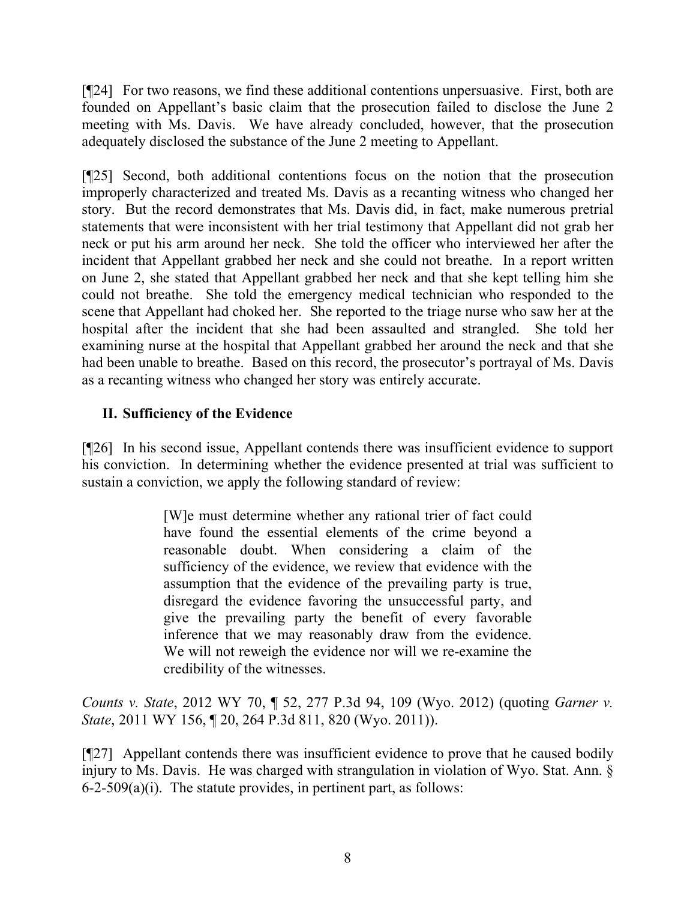[¶24] For two reasons, we find these additional contentions unpersuasive. First, both are founded on Appellant's basic claim that the prosecution failed to disclose the June 2 meeting with Ms. Davis. We have already concluded, however, that the prosecution adequately disclosed the substance of the June 2 meeting to Appellant.

[¶25] Second, both additional contentions focus on the notion that the prosecution improperly characterized and treated Ms. Davis as a recanting witness who changed her story. But the record demonstrates that Ms. Davis did, in fact, make numerous pretrial statements that were inconsistent with her trial testimony that Appellant did not grab her neck or put his arm around her neck. She told the officer who interviewed her after the incident that Appellant grabbed her neck and she could not breathe. In a report written on June 2, she stated that Appellant grabbed her neck and that she kept telling him she could not breathe. She told the emergency medical technician who responded to the scene that Appellant had choked her. She reported to the triage nurse who saw her at the hospital after the incident that she had been assaulted and strangled. She told her examining nurse at the hospital that Appellant grabbed her around the neck and that she had been unable to breathe. Based on this record, the prosecutor's portrayal of Ms. Davis as a recanting witness who changed her story was entirely accurate.

## II. Sufficiency of the Evidence

[¶26] In his second issue, Appellant contends there was insufficient evidence to support his conviction. In determining whether the evidence presented at trial was sufficient to sustain a conviction, we apply the following standard of review:

> [W]e must determine whether any rational trier of fact could have found the essential elements of the crime beyond a reasonable doubt. When considering a claim of the sufficiency of the evidence, we review that evidence with the assumption that the evidence of the prevailing party is true, disregard the evidence favoring the unsuccessful party, and give the prevailing party the benefit of every favorable inference that we may reasonably draw from the evidence. We will not reweigh the evidence nor will we re-examine the credibility of the witnesses.

*Counts v. State*, 2012 WY 70, ¶ 52, 277 P.3d 94, 109 (Wyo. 2012) (quoting *Garner v. State*, 2011 WY 156, ¶ 20, 264 P.3d 811, 820 (Wyo. 2011)).

[¶27] Appellant contends there was insufficient evidence to prove that he caused bodily injury to Ms. Davis. He was charged with strangulation in violation of Wyo. Stat. Ann. § 6-2-509(a)(i). The statute provides, in pertinent part, as follows: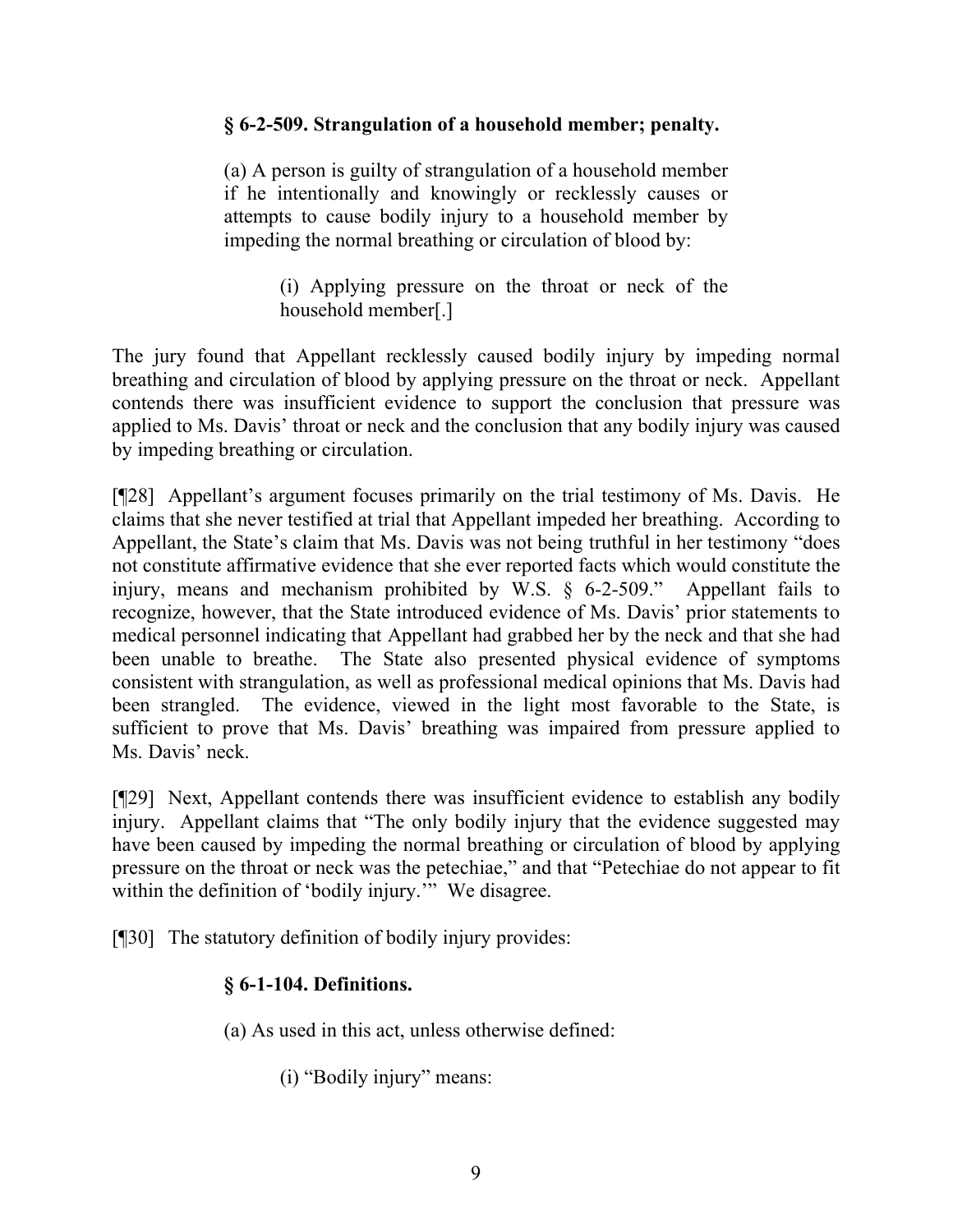**§ 6-2-509. Strangulation of a household member; penalty.**

> (a) A person is guilty of strangulation of a household member if he intentionally and knowingly or recklessly causes or attempts to cause bodily injury to a household member by impeding the normal breathing or circulation of blood by:
>
> > (i) Applying pressure on the throat or neck of the household member[.]

The jury found that Appellant recklessly caused bodily injury by impeding normal breathing and circulation of blood by applying pressure on the throat or neck. Appellant contends there was insufficient evidence to support the conclusion that pressure was applied to Ms. Davis' throat or neck and the conclusion that any bodily injury was caused by impeding breathing or circulation.

[¶28] Appellant's argument focuses primarily on the trial testimony of Ms. Davis. He claims that she never testified at trial that Appellant impeded her breathing. According to Appellant, the State's claim that Ms. Davis was not being truthful in her testimony "does not constitute affirmative evidence that she ever reported facts which would constitute the injury, means and mechanism prohibited by W.S. § 6-2-509." Appellant fails to recognize, however, that the State introduced evidence of Ms. Davis' prior statements to medical personnel indicating that Appellant had grabbed her by the neck and that she had been unable to breathe. The State also presented physical evidence of symptoms consistent with strangulation, as well as professional medical opinions that Ms. Davis had been strangled. The evidence, viewed in the light most favorable to the State, is sufficient to prove that Ms. Davis' breathing was impaired from pressure applied to Ms. Davis' neck.

[¶29] Next, Appellant contends there was insufficient evidence to establish any bodily injury. Appellant claims that "The only bodily injury that the evidence suggested may have been caused by impeding the normal breathing or circulation of blood by applying pressure on the throat or neck was the petechiae," and that "Petechiae do not appear to fit within the definition of 'bodily injury.'" We disagree.

[¶30] The statutory definition of bodily injury provides:

**§ 6-1-104. Definitions.**

> (a) As used in this act, unless otherwise defined:
>
> > (i) "Bodily injury" means: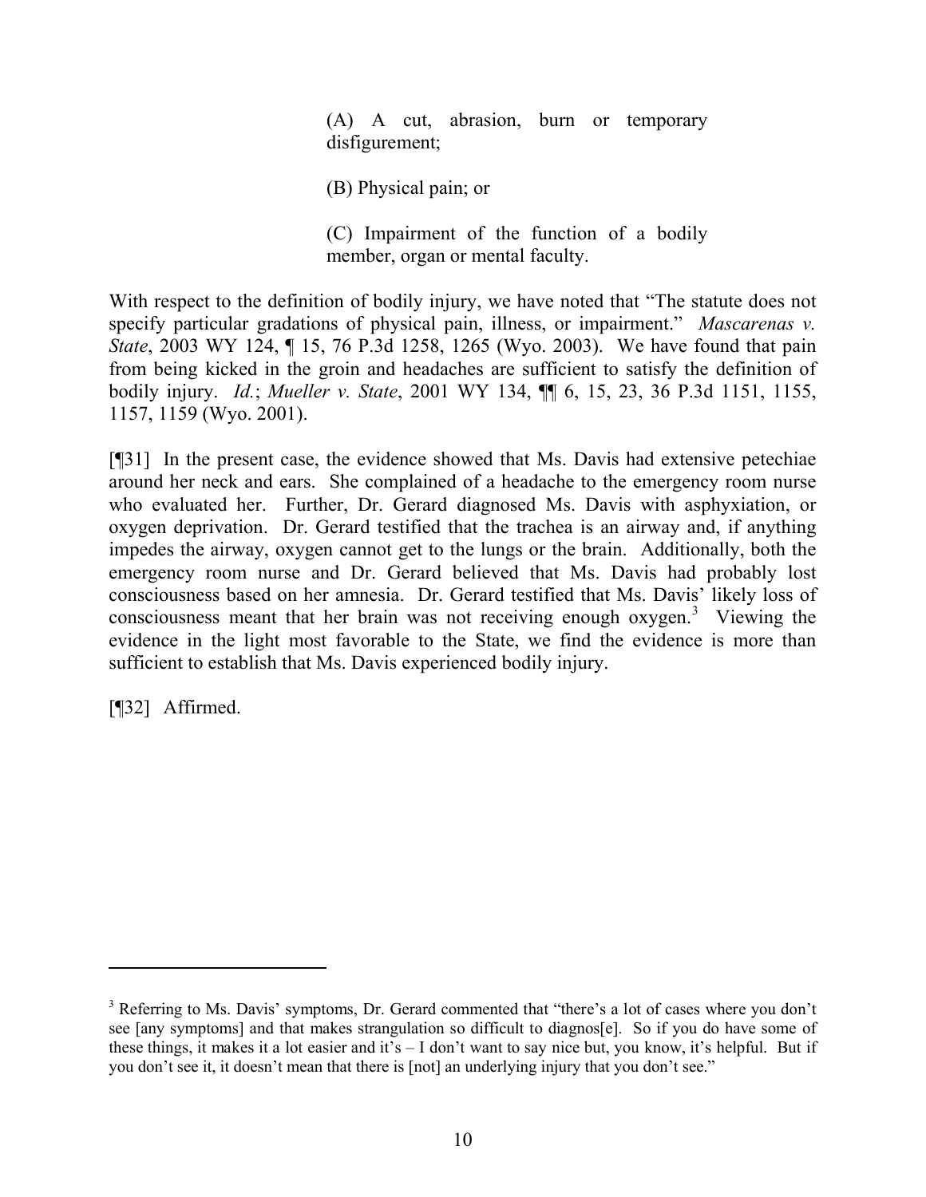> (A) A cut, abrasion, burn or temporary disfigurement;
>
> (B) Physical pain; or
>
> (C) Impairment of the function of a bodily member, organ or mental faculty.

With respect to the definition of bodily injury, we have noted that "The statute does not specify particular gradations of physical pain, illness, or impairment." *Mascarenas v. State*, 2003 WY 124, ¶ 15, 76 P.3d 1258, 1265 (Wyo. 2003). We have found that pain from being kicked in the groin and headaches are sufficient to satisfy the definition of bodily injury. *Id.*; *Mueller v. State*, 2001 WY 134, ¶¶ 6, 15, 23, 36 P.3d 1151, 1155, 1157, 1159 (Wyo. 2001).

[¶31] In the present case, the evidence showed that Ms. Davis had extensive petechiae around her neck and ears. She complained of a headache to the emergency room nurse who evaluated her. Further, Dr. Gerard diagnosed Ms. Davis with asphyxiation, or oxygen deprivation. Dr. Gerard testified that the trachea is an airway and, if anything impedes the airway, oxygen cannot get to the lungs or the brain. Additionally, both the emergency room nurse and Dr. Gerard believed that Ms. Davis had probably lost consciousness based on her amnesia. Dr. Gerard testified that Ms. Davis' likely loss of consciousness meant that her brain was not receiving enough oxygen.[3] Viewing the evidence in the light most favorable to the State, we find the evidence is more than sufficient to establish that Ms. Davis experienced bodily injury.

[¶32] Affirmed.

---

[3] Referring to Ms. Davis' symptoms, Dr. Gerard commented that "there's a lot of cases where you don't see [any symptoms] and that makes strangulation so difficult to diagnos[e]. So if you do have some of these things, it makes it a lot easier and it's – I don't want to say nice but, you know, it's helpful. But if you don't see it, it doesn't mean that there is [not] an underlying injury that you don't see."